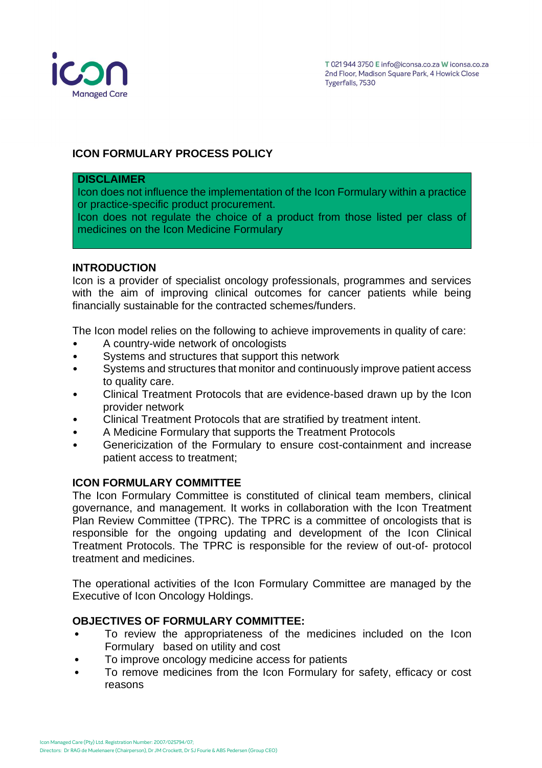T 021 944 3750 E info@iconsa.co.za W iconsa.co.za
2nd Floor, Madison Square Park, 4 Howick Close
Tygerfalls, 7530

# ICON FORMULARY PROCESS POLICY

**DISCLAIMER**

Icon does not influence the implementation of the Icon Formulary within a practice or practice-specific product procurement.

Icon does not regulate the choice of a product from those listed per class of medicines on the Icon Medicine Formulary

## INTRODUCTION

Icon is a provider of specialist oncology professionals, programmes and services with the aim of improving clinical outcomes for cancer patients while being financially sustainable for the contracted schemes/funders.

The Icon model relies on the following to achieve improvements in quality of care:

- A country-wide network of oncologists
- Systems and structures that support this network
- Systems and structures that monitor and continuously improve patient access to quality care.
- Clinical Treatment Protocols that are evidence-based drawn up by the Icon provider network
- Clinical Treatment Protocols that are stratified by treatment intent.
- A Medicine Formulary that supports the Treatment Protocols
- Genericization of the Formulary to ensure cost-containment and increase patient access to treatment;

## ICON FORMULARY COMMITTEE

The Icon Formulary Committee is constituted of clinical team members, clinical governance, and management. It works in collaboration with the Icon Treatment Plan Review Committee (TPRC). The TPRC is a committee of oncologists that is responsible for the ongoing updating and development of the Icon Clinical Treatment Protocols. The TPRC is responsible for the review of out-of- protocol treatment and medicines.

The operational activities of the Icon Formulary Committee are managed by the Executive of Icon Oncology Holdings.

## OBJECTIVES OF FORMULARY COMMITTEE:

- To review the appropriateness of the medicines included on the Icon Formulary based on utility and cost
- To improve oncology medicine access for patients
- To remove medicines from the Icon Formulary for safety, efficacy or cost reasons

Icon Managed Care (Pty) Ltd. Registration Number: 2007/025794/07;
Directors: Dr RAG de Muelenaere (Chairperson), Dr JM Crockett, Dr SJ Fourie & ABS Pedersen (Group CEO)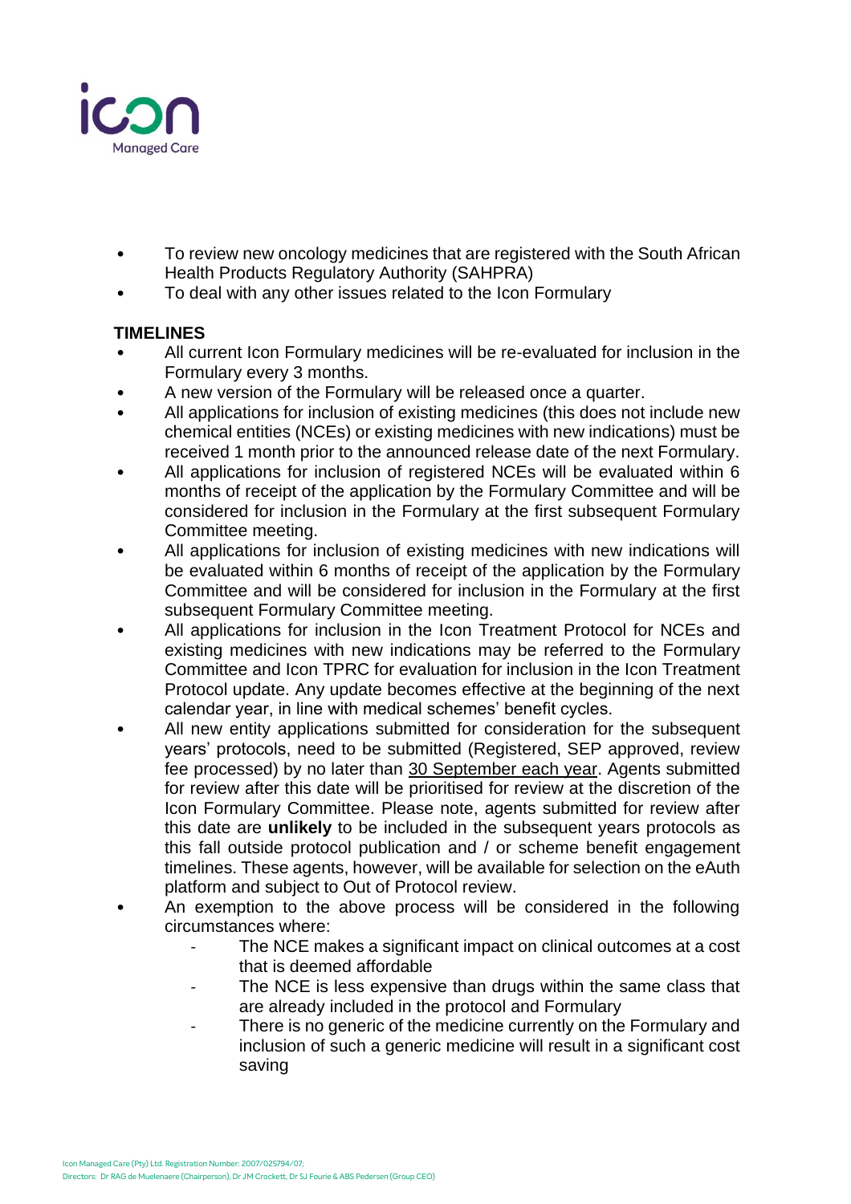- To review new oncology medicines that are registered with the South African Health Products Regulatory Authority (SAHPRA)
- To deal with any other issues related to the Icon Formulary

**TIMELINES**

- All current Icon Formulary medicines will be re-evaluated for inclusion in the Formulary every 3 months.
- A new version of the Formulary will be released once a quarter.
- All applications for inclusion of existing medicines (this does not include new chemical entities (NCEs) or existing medicines with new indications) must be received 1 month prior to the announced release date of the next Formulary.
- All applications for inclusion of registered NCEs will be evaluated within 6 months of receipt of the application by the Formulary Committee and will be considered for inclusion in the Formulary at the first subsequent Formulary Committee meeting.
- All applications for inclusion of existing medicines with new indications will be evaluated within 6 months of receipt of the application by the Formulary Committee and will be considered for inclusion in the Formulary at the first subsequent Formulary Committee meeting.
- All applications for inclusion in the Icon Treatment Protocol for NCEs and existing medicines with new indications may be referred to the Formulary Committee and Icon TPRC for evaluation for inclusion in the Icon Treatment Protocol update. Any update becomes effective at the beginning of the next calendar year, in line with medical schemes' benefit cycles.
- All new entity applications submitted for consideration for the subsequent years' protocols, need to be submitted (Registered, SEP approved, review fee processed) by no later than <u>30 September each year</u>. Agents submitted for review after this date will be prioritised for review at the discretion of the Icon Formulary Committee. Please note, agents submitted for review after this date are **unlikely** to be included in the subsequent years protocols as this fall outside protocol publication and / or scheme benefit engagement timelines. These agents, however, will be available for selection on the eAuth platform and subject to Out of Protocol review.
- An exemption to the above process will be considered in the following circumstances where:
  - The NCE makes a significant impact on clinical outcomes at a cost that is deemed affordable
  - The NCE is less expensive than drugs within the same class that are already included in the protocol and Formulary
  - There is no generic of the medicine currently on the Formulary and inclusion of such a generic medicine will result in a significant cost saving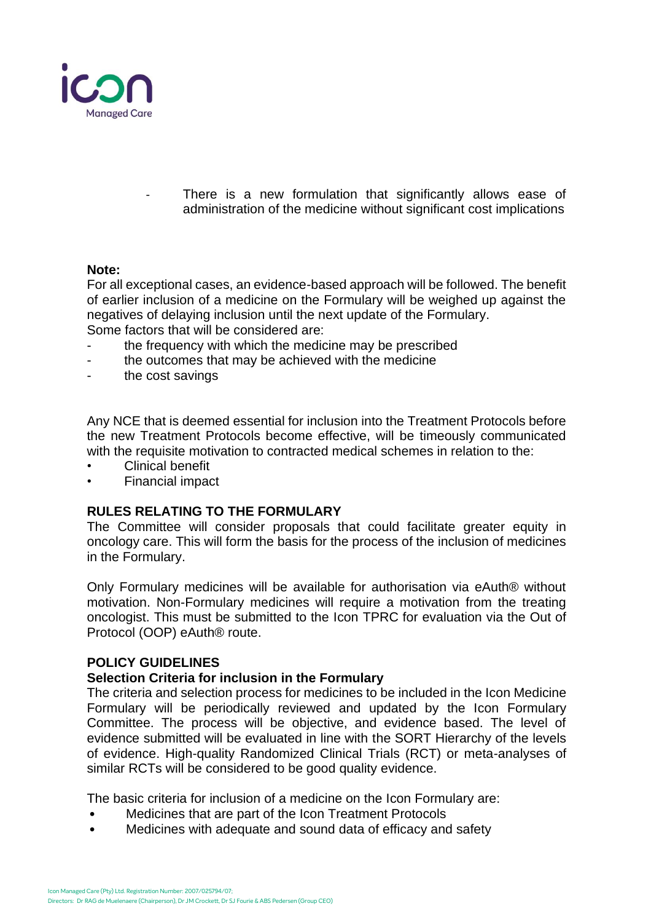- There is a new formulation that significantly allows ease of administration of the medicine without significant cost implications

**Note:**
For all exceptional cases, an evidence-based approach will be followed. The benefit of earlier inclusion of a medicine on the Formulary will be weighed up against the negatives of delaying inclusion until the next update of the Formulary.
Some factors that will be considered are:

- the frequency with which the medicine may be prescribed
- the outcomes that may be achieved with the medicine
- the cost savings

Any NCE that is deemed essential for inclusion into the Treatment Protocols before the new Treatment Protocols become effective, will be timeously communicated with the requisite motivation to contracted medical schemes in relation to the:

- Clinical benefit
- Financial impact

## RULES RELATING TO THE FORMULARY

The Committee will consider proposals that could facilitate greater equity in oncology care. This will form the basis for the process of the inclusion of medicines in the Formulary.

Only Formulary medicines will be available for authorisation via eAuth® without motivation. Non-Formulary medicines will require a motivation from the treating oncologist. This must be submitted to the Icon TPRC for evaluation via the Out of Protocol (OOP) eAuth® route.

## POLICY GUIDELINES

### Selection Criteria for inclusion in the Formulary

The criteria and selection process for medicines to be included in the Icon Medicine Formulary will be periodically reviewed and updated by the Icon Formulary Committee. The process will be objective, and evidence based. The level of evidence submitted will be evaluated in line with the SORT Hierarchy of the levels of evidence. High-quality Randomized Clinical Trials (RCT) or meta-analyses of similar RCTs will be considered to be good quality evidence.

The basic criteria for inclusion of a medicine on the Icon Formulary are:

- Medicines that are part of the Icon Treatment Protocols
- Medicines with adequate and sound data of efficacy and safety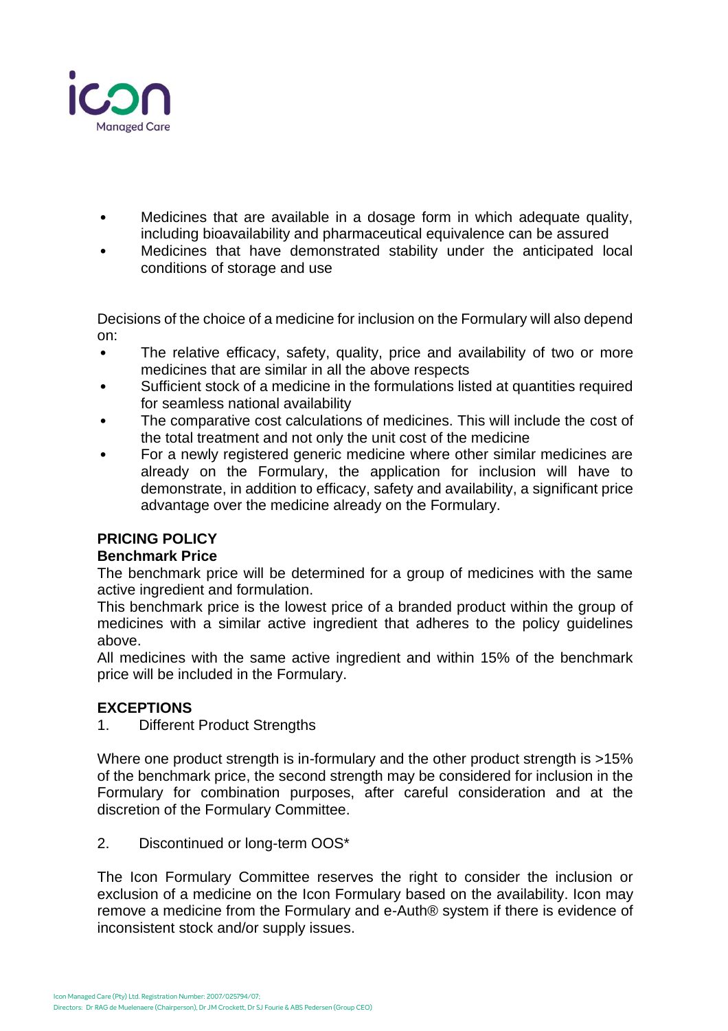- Medicines that are available in a dosage form in which adequate quality, including bioavailability and pharmaceutical equivalence can be assured
- Medicines that have demonstrated stability under the anticipated local conditions of storage and use

Decisions of the choice of a medicine for inclusion on the Formulary will also depend on:

- The relative efficacy, safety, quality, price and availability of two or more medicines that are similar in all the above respects
- Sufficient stock of a medicine in the formulations listed at quantities required for seamless national availability
- The comparative cost calculations of medicines. This will include the cost of the total treatment and not only the unit cost of the medicine
- For a newly registered generic medicine where other similar medicines are already on the Formulary, the application for inclusion will have to demonstrate, in addition to efficacy, safety and availability, a significant price advantage over the medicine already on the Formulary.

**PRICING POLICY**

**Benchmark Price**

The benchmark price will be determined for a group of medicines with the same active ingredient and formulation.

This benchmark price is the lowest price of a branded product within the group of medicines with a similar active ingredient that adheres to the policy guidelines above.

All medicines with the same active ingredient and within 15% of the benchmark price will be included in the Formulary.

**EXCEPTIONS**

1. Different Product Strengths

Where one product strength is in-formulary and the other product strength is >15% of the benchmark price, the second strength may be considered for inclusion in the Formulary for combination purposes, after careful consideration and at the discretion of the Formulary Committee.

2. Discontinued or long-term OOS*

The Icon Formulary Committee reserves the right to consider the inclusion or exclusion of a medicine on the Icon Formulary based on the availability. Icon may remove a medicine from the Formulary and e-Auth® system if there is evidence of inconsistent stock and/or supply issues.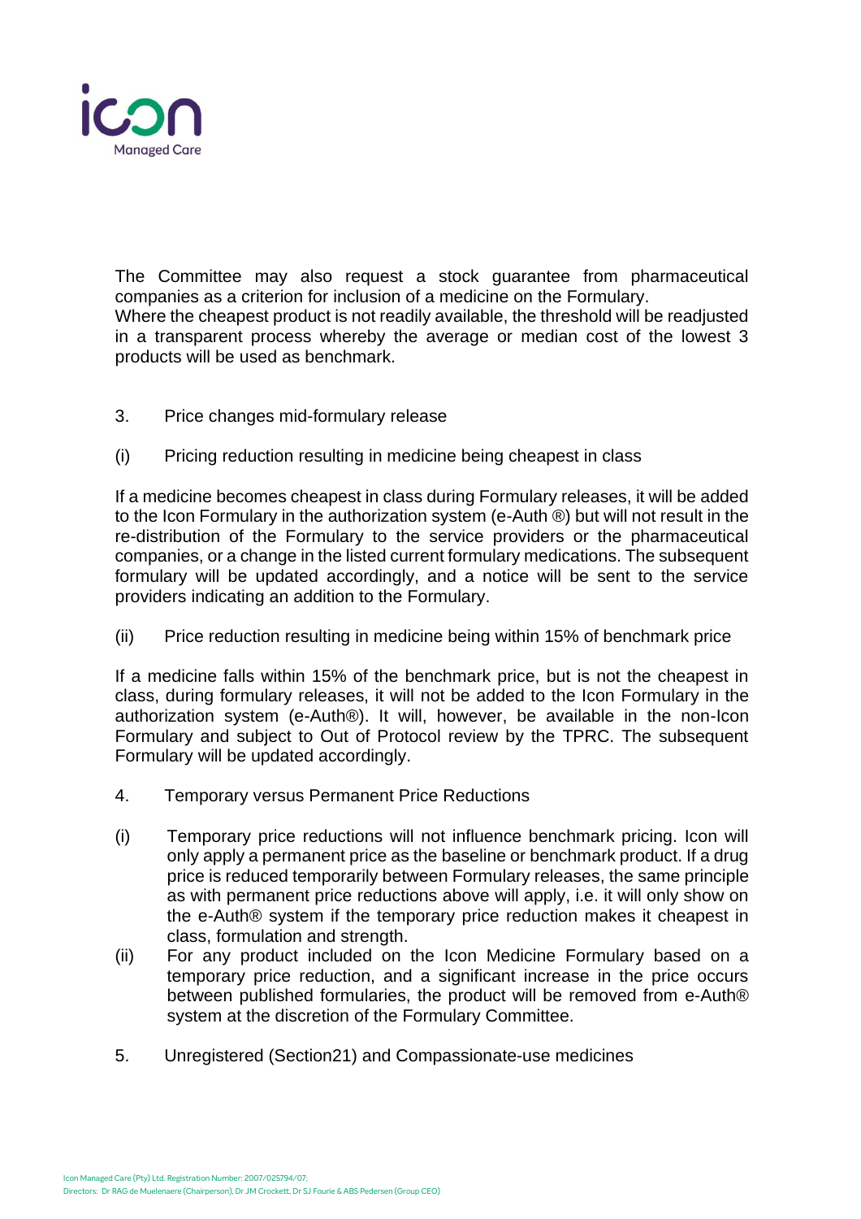The Committee may also request a stock guarantee from pharmaceutical companies as a criterion for inclusion of a medicine on the Formulary.
Where the cheapest product is not readily available, the threshold will be readjusted in a transparent process whereby the average or median cost of the lowest 3 products will be used as benchmark.

3. Price changes mid-formulary release

(i) Pricing reduction resulting in medicine being cheapest in class

If a medicine becomes cheapest in class during Formulary releases, it will be added to the Icon Formulary in the authorization system (e-Auth ®) but will not result in the re-distribution of the Formulary to the service providers or the pharmaceutical companies, or a change in the listed current formulary medications. The subsequent formulary will be updated accordingly, and a notice will be sent to the service providers indicating an addition to the Formulary.

(ii) Price reduction resulting in medicine being within 15% of benchmark price

If a medicine falls within 15% of the benchmark price, but is not the cheapest in class, during formulary releases, it will not be added to the Icon Formulary in the authorization system (e-Auth®). It will, however, be available in the non-Icon Formulary and subject to Out of Protocol review by the TPRC. The subsequent Formulary will be updated accordingly.

4. Temporary versus Permanent Price Reductions

(i) Temporary price reductions will not influence benchmark pricing. Icon will only apply a permanent price as the baseline or benchmark product. If a drug price is reduced temporarily between Formulary releases, the same principle as with permanent price reductions above will apply, i.e. it will only show on the e-Auth® system if the temporary price reduction makes it cheapest in class, formulation and strength.

(ii) For any product included on the Icon Medicine Formulary based on a temporary price reduction, and a significant increase in the price occurs between published formularies, the product will be removed from e-Auth® system at the discretion of the Formulary Committee.

5. Unregistered (Section21) and Compassionate-use medicines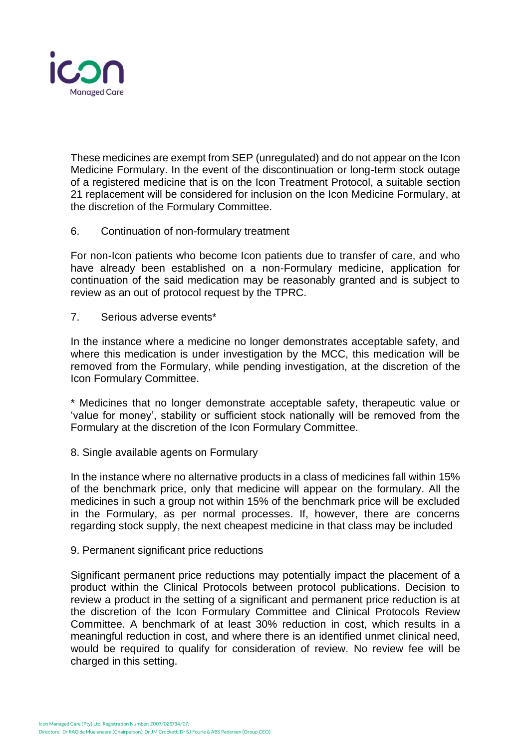These medicines are exempt from SEP (unregulated) and do not appear on the Icon Medicine Formulary. In the event of the discontinuation or long-term stock outage of a registered medicine that is on the Icon Treatment Protocol, a suitable section 21 replacement will be considered for inclusion on the Icon Medicine Formulary, at the discretion of the Formulary Committee.

6. Continuation of non-formulary treatment

For non-Icon patients who become Icon patients due to transfer of care, and who have already been established on a non-Formulary medicine, application for continuation of the said medication may be reasonably granted and is subject to review as an out of protocol request by the TPRC.

7. Serious adverse events*

In the instance where a medicine no longer demonstrates acceptable safety, and where this medication is under investigation by the MCC, this medication will be removed from the Formulary, while pending investigation, at the discretion of the Icon Formulary Committee.

* Medicines that no longer demonstrate acceptable safety, therapeutic value or 'value for money', stability or sufficient stock nationally will be removed from the Formulary at the discretion of the Icon Formulary Committee.

8. Single available agents on Formulary

In the instance where no alternative products in a class of medicines fall within 15% of the benchmark price, only that medicine will appear on the formulary. All the medicines in such a group not within 15% of the benchmark price will be excluded in the Formulary, as per normal processes. If, however, there are concerns regarding stock supply, the next cheapest medicine in that class may be included

9. Permanent significant price reductions

Significant permanent price reductions may potentially impact the placement of a product within the Clinical Protocols between protocol publications. Decision to review a product in the setting of a significant and permanent price reduction is at the discretion of the Icon Formulary Committee and Clinical Protocols Review Committee. A benchmark of at least 30% reduction in cost, which results in a meaningful reduction in cost, and where there is an identified unmet clinical need, would be required to qualify for consideration of review. No review fee will be charged in this setting.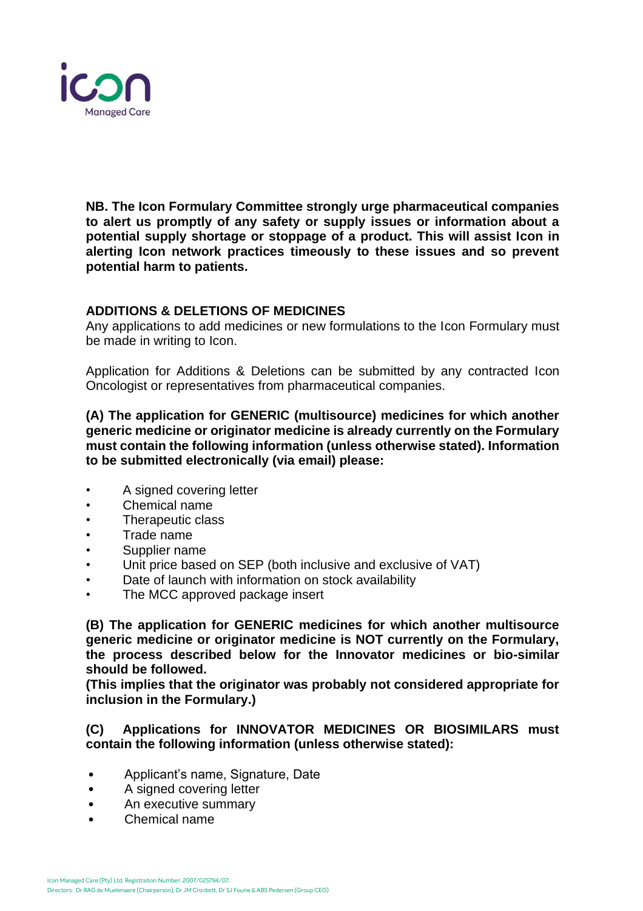**NB. The Icon Formulary Committee strongly urge pharmaceutical companies to alert us promptly of any safety or supply issues or information about a potential supply shortage or stoppage of a product. This will assist Icon in alerting Icon network practices timeously to these issues and so prevent potential harm to patients.**

## ADDITIONS & DELETIONS OF MEDICINES

Any applications to add medicines or new formulations to the Icon Formulary must be made in writing to Icon.

Application for Additions & Deletions can be submitted by any contracted Icon Oncologist or representatives from pharmaceutical companies.

**(A) The application for GENERIC (multisource) medicines for which another generic medicine or originator medicine is already currently on the Formulary must contain the following information (unless otherwise stated). Information to be submitted electronically (via email) please:**

- A signed covering letter
- Chemical name
- Therapeutic class
- Trade name
- Supplier name
- Unit price based on SEP (both inclusive and exclusive of VAT)
- Date of launch with information on stock availability
- The MCC approved package insert

**(B) The application for GENERIC medicines for which another multisource generic medicine or originator medicine is NOT currently on the Formulary, the process described below for the Innovator medicines or bio-similar should be followed.**
**(This implies that the originator was probably not considered appropriate for inclusion in the Formulary.)**

**(C) Applications for INNOVATOR MEDICINES OR BIOSIMILARS must contain the following information (unless otherwise stated):**

- Applicant's name, Signature, Date
- A signed covering letter
- An executive summary
- Chemical name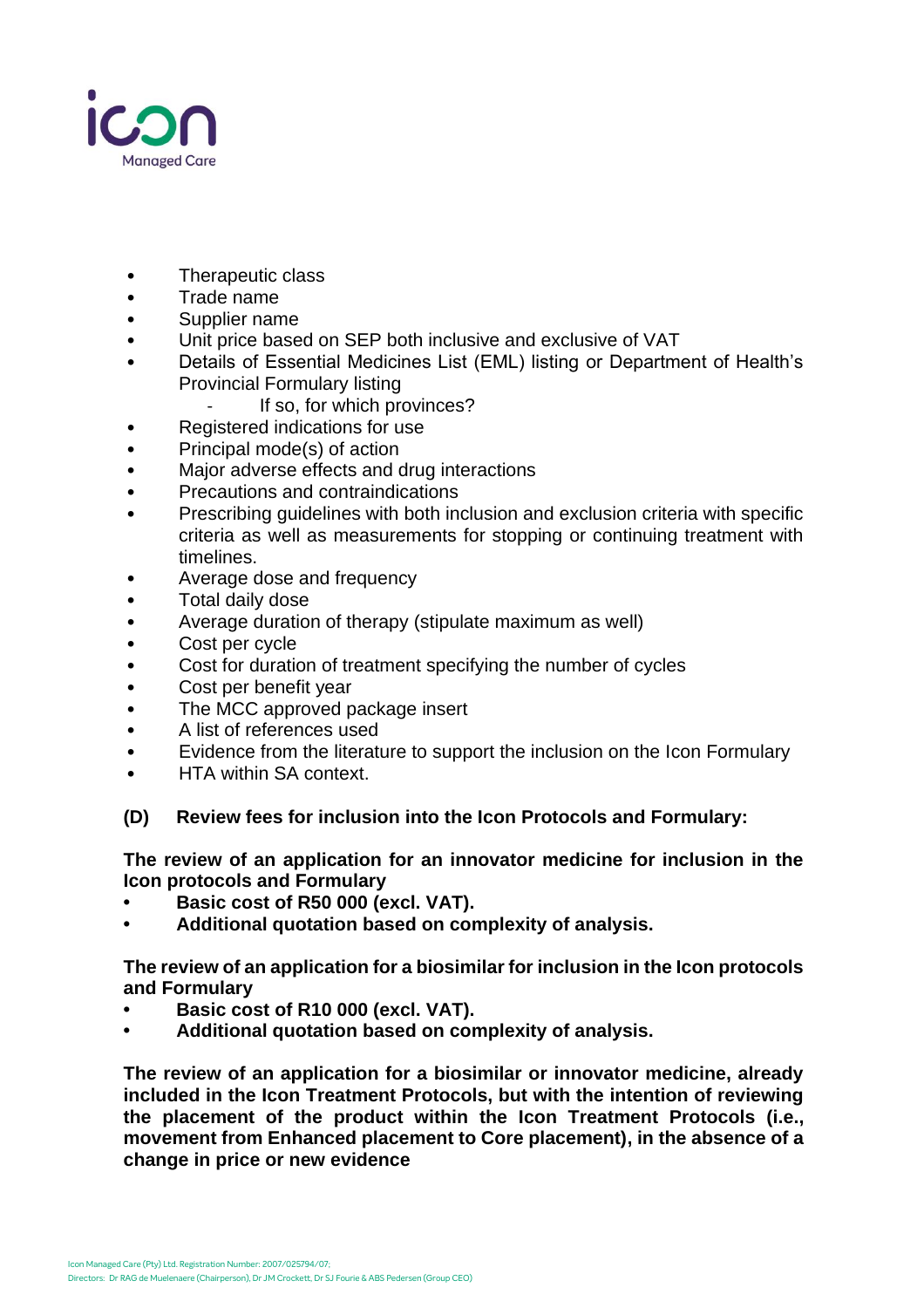- Therapeutic class
- Trade name
- Supplier name
- Unit price based on SEP both inclusive and exclusive of VAT
- Details of Essential Medicines List (EML) listing or Department of Health's Provincial Formulary listing
  - If so, for which provinces?
- Registered indications for use
- Principal mode(s) of action
- Major adverse effects and drug interactions
- Precautions and contraindications
- Prescribing guidelines with both inclusion and exclusion criteria with specific criteria as well as measurements for stopping or continuing treatment with timelines.
- Average dose and frequency
- Total daily dose
- Average duration of therapy (stipulate maximum as well)
- Cost per cycle
- Cost for duration of treatment specifying the number of cycles
- Cost per benefit year
- The MCC approved package insert
- A list of references used
- Evidence from the literature to support the inclusion on the Icon Formulary
- HTA within SA context.

## (D) Review fees for inclusion into the Icon Protocols and Formulary:

**The review of an application for an innovator medicine for inclusion in the Icon protocols and Formulary**

- **Basic cost of R50 000 (excl. VAT).**
- **Additional quotation based on complexity of analysis.**

**The review of an application for a biosimilar for inclusion in the Icon protocols and Formulary**

- **Basic cost of R10 000 (excl. VAT).**
- **Additional quotation based on complexity of analysis.**

**The review of an application for a biosimilar or innovator medicine, already included in the Icon Treatment Protocols, but with the intention of reviewing the placement of the product within the Icon Treatment Protocols (i.e., movement from Enhanced placement to Core placement), in the absence of a change in price or new evidence**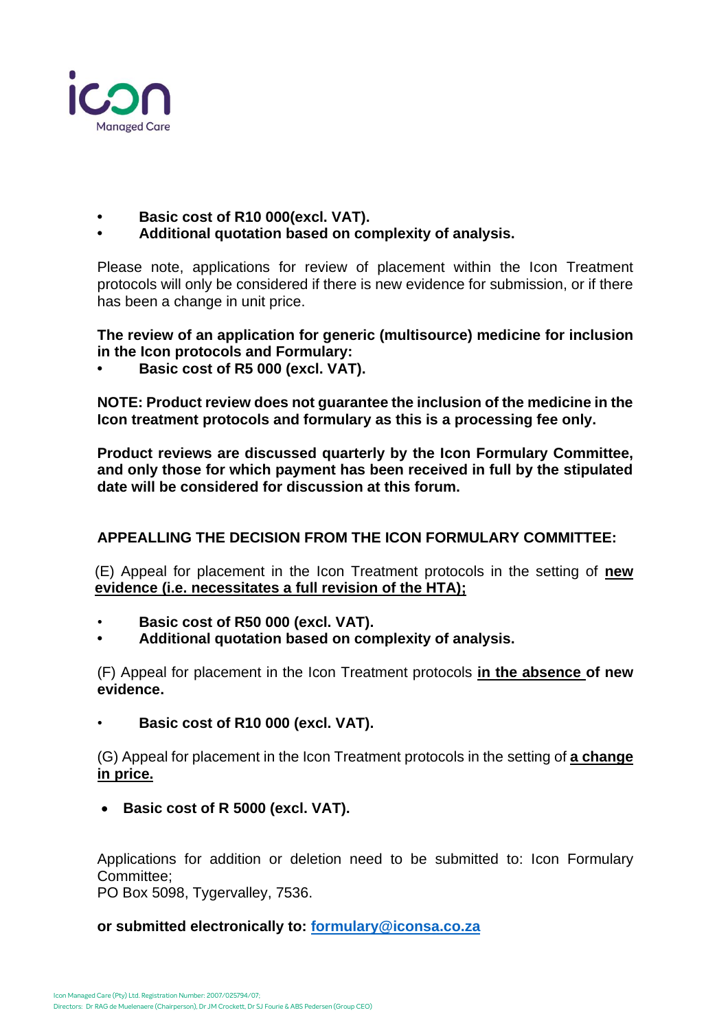- **Basic cost of R10 000(excl. VAT).**
- **Additional quotation based on complexity of analysis.**

Please note, applications for review of placement within the Icon Treatment protocols will only be considered if there is new evidence for submission, or if there has been a change in unit price.

**The review of an application for generic (multisource) medicine for inclusion in the Icon protocols and Formulary:**

- **Basic cost of R5 000 (excl. VAT).**

**NOTE: Product review does not guarantee the inclusion of the medicine in the Icon treatment protocols and formulary as this is a processing fee only.**

**Product reviews are discussed quarterly by the Icon Formulary Committee, and only those for which payment has been received in full by the stipulated date will be considered for discussion at this forum.**

**APPEALLING THE DECISION FROM THE ICON FORMULARY COMMITTEE:**

(E) Appeal for placement in the Icon Treatment protocols in the setting of **new evidence (i.e. necessitates a full revision of the HTA);**

- **Basic cost of R50 000 (excl. VAT).**
- **Additional quotation based on complexity of analysis.**

(F) Appeal for placement in the Icon Treatment protocols **in the absence of new evidence.**

- **Basic cost of R10 000 (excl. VAT).**

(G) Appeal for placement in the Icon Treatment protocols in the setting of **a change in price.**

- **Basic cost of R 5000 (excl. VAT).**

Applications for addition or deletion need to be submitted to: Icon Formulary Committee;
PO Box 5098, Tygervalley, 7536.

**or submitted electronically to: formulary@iconsa.co.za**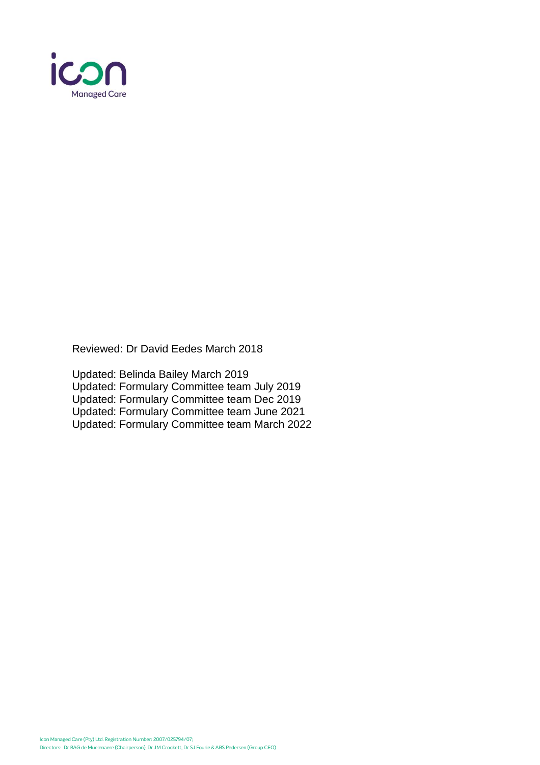Reviewed: Dr David Eedes March 2018

Updated: Belinda Bailey March 2019
Updated: Formulary Committee team July 2019
Updated: Formulary Committee team Dec 2019
Updated: Formulary Committee team June 2021
Updated: Formulary Committee team March 2022